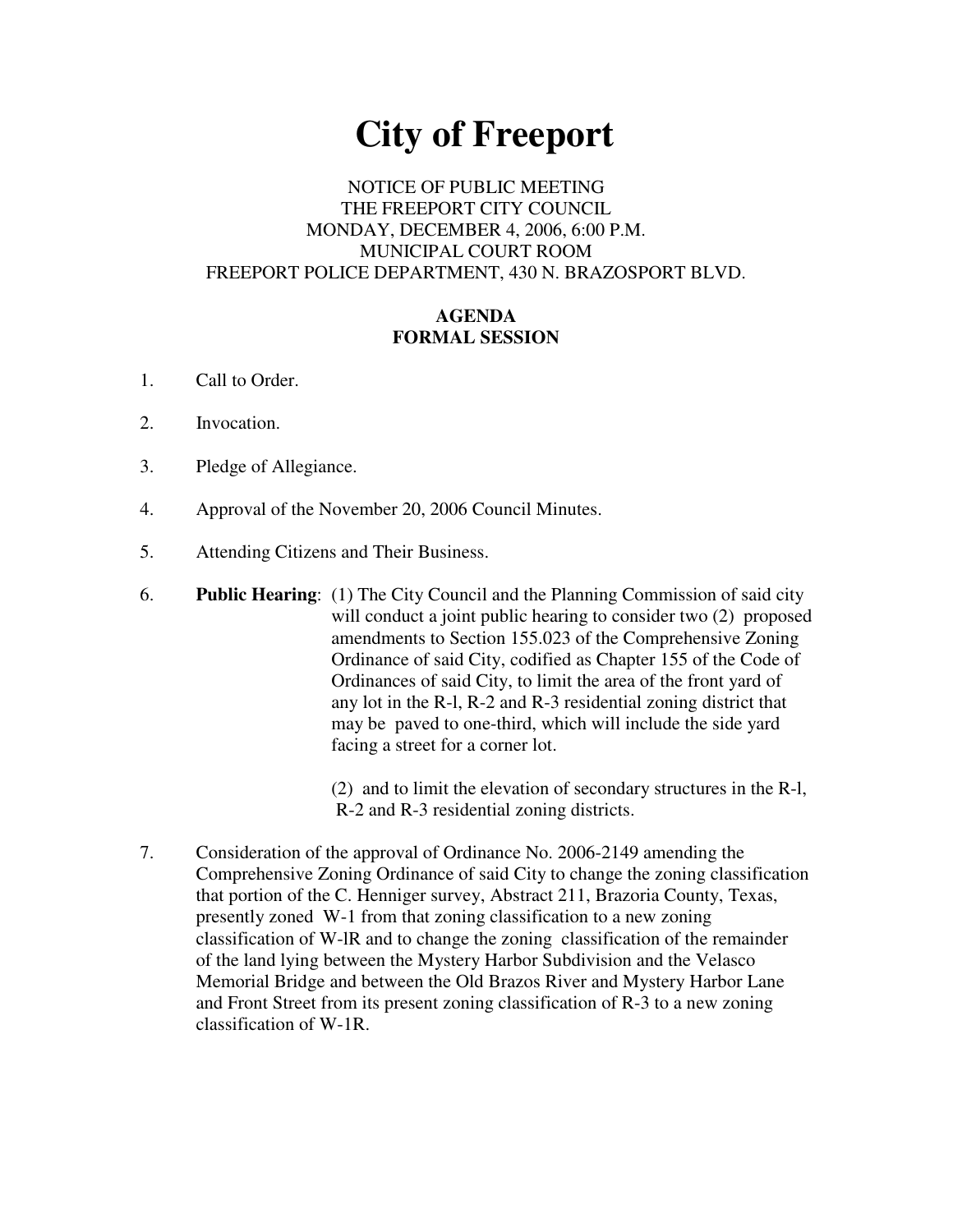# City of Freeport

NOTICE OF PUBLIC MEETING
THE FREEPORT CITY COUNCIL
MONDAY, DECEMBER 4, 2006, 6:00 P.M.
MUNICIPAL COURT ROOM
FREEPORT POLICE DEPARTMENT, 430 N. BRAZOSPORT BLVD.

**AGENDA**
**FORMAL SESSION**

1. Call to Order.

2. Invocation.

3. Pledge of Allegiance.

4. Approval of the November 20, 2006 Council Minutes.

5. Attending Citizens and Their Business.

6. **Public Hearing**: (1) The City Council and the Planning Commission of said city will conduct a joint public hearing to consider two (2) proposed amendments to Section 155.023 of the Comprehensive Zoning Ordinance of said City, codified as Chapter 155 of the Code of Ordinances of said City, to limit the area of the front yard of any lot in the R-l, R-2 and R-3 residential zoning district that may be paved to one-third, which will include the side yard facing a street for a corner lot.

   (2) and to limit the elevation of secondary structures in the R-l, R-2 and R-3 residential zoning districts.

7. Consideration of the approval of Ordinance No. 2006-2149 amending the Comprehensive Zoning Ordinance of said City to change the zoning classification that portion of the C. Henniger survey, Abstract 211, Brazoria County, Texas, presently zoned W-1 from that zoning classification to a new zoning classification of W-lR and to change the zoning classification of the remainder of the land lying between the Mystery Harbor Subdivision and the Velasco Memorial Bridge and between the Old Brazos River and Mystery Harbor Lane and Front Street from its present zoning classification of R-3 to a new zoning classification of W-1R.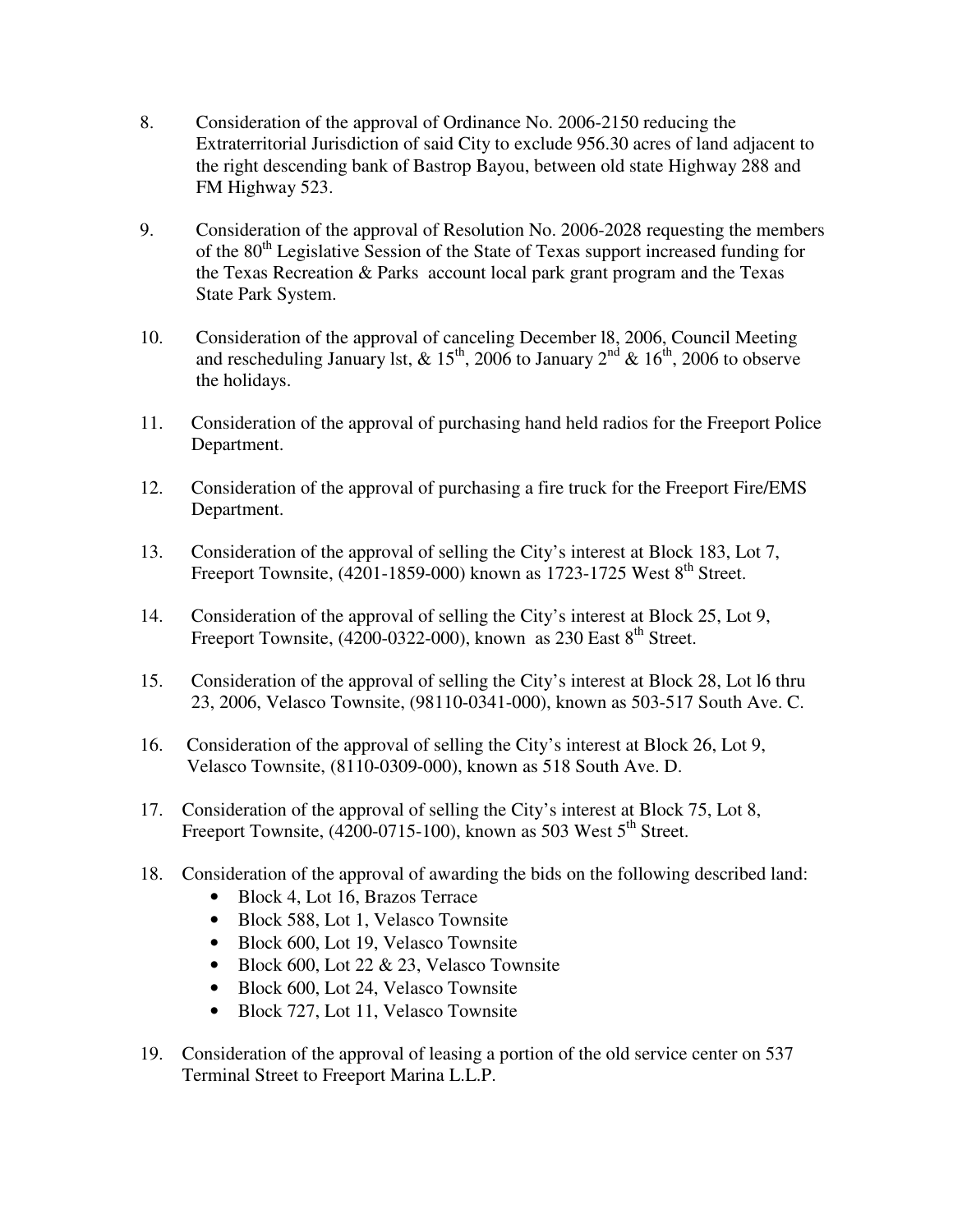8. Consideration of the approval of Ordinance No. 2006-2150 reducing the Extraterritorial Jurisdiction of said City to exclude 956.30 acres of land adjacent to the right descending bank of Bastrop Bayou, between old state Highway 288 and FM Highway 523.

9. Consideration of the approval of Resolution No. 2006-2028 requesting the members of the 80th Legislative Session of the State of Texas support increased funding for the Texas Recreation & Parks account local park grant program and the Texas State Park System.

10. Consideration of the approval of canceling December l8, 2006, Council Meeting and rescheduling January lst, & 15th, 2006 to January 2nd & 16th, 2006 to observe the holidays.

11. Consideration of the approval of purchasing hand held radios for the Freeport Police Department.

12. Consideration of the approval of purchasing a fire truck for the Freeport Fire/EMS Department.

13. Consideration of the approval of selling the City's interest at Block 183, Lot 7, Freeport Townsite, (4201-1859-000) known as 1723-1725 West 8th Street.

14. Consideration of the approval of selling the City's interest at Block 25, Lot 9, Freeport Townsite, (4200-0322-000), known as 230 East 8th Street.

15. Consideration of the approval of selling the City's interest at Block 28, Lot l6 thru 23, 2006, Velasco Townsite, (98110-0341-000), known as 503-517 South Ave. C.

16. Consideration of the approval of selling the City's interest at Block 26, Lot 9, Velasco Townsite, (8110-0309-000), known as 518 South Ave. D.

17. Consideration of the approval of selling the City's interest at Block 75, Lot 8, Freeport Townsite, (4200-0715-100), known as 503 West 5th Street.

18. Consideration of the approval of awarding the bids on the following described land:
    - Block 4, Lot 16, Brazos Terrace
    - Block 588, Lot 1, Velasco Townsite
    - Block 600, Lot 19, Velasco Townsite
    - Block 600, Lot 22 & 23, Velasco Townsite
    - Block 600, Lot 24, Velasco Townsite
    - Block 727, Lot 11, Velasco Townsite

19. Consideration of the approval of leasing a portion of the old service center on 537 Terminal Street to Freeport Marina L.L.P.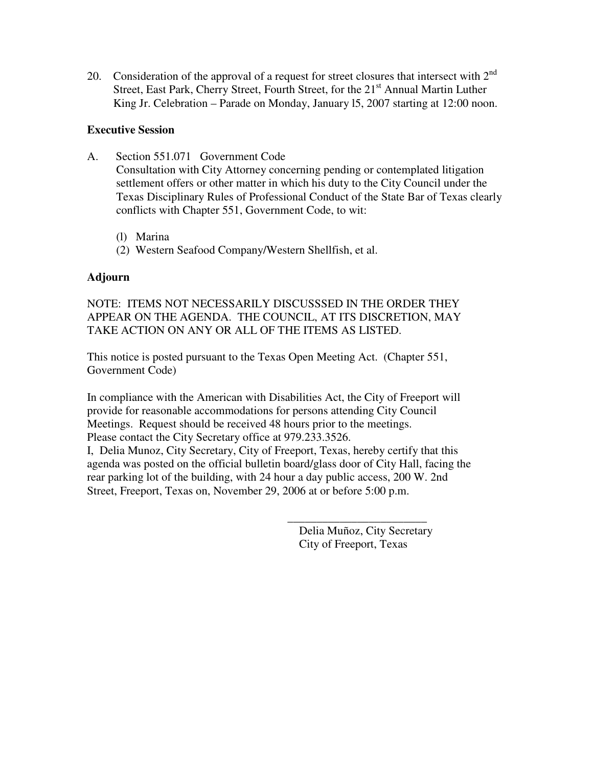20. Consideration of the approval of a request for street closures that intersect with 2nd Street, East Park, Cherry Street, Fourth Street, for the 21st Annual Martin Luther King Jr. Celebration – Parade on Monday, January l5, 2007 starting at 12:00 noon.

**Executive Session**

A. Section 551.071 Government Code
Consultation with City Attorney concerning pending or contemplated litigation settlement offers or other matter in which his duty to the City Council under the Texas Disciplinary Rules of Professional Conduct of the State Bar of Texas clearly conflicts with Chapter 551, Government Code, to wit:

(l) Marina
(2) Western Seafood Company/Western Shellfish, et al.

**Adjourn**

NOTE: ITEMS NOT NECESSARILY DISCUSSSED IN THE ORDER THEY APPEAR ON THE AGENDA. THE COUNCIL, AT ITS DISCRETION, MAY TAKE ACTION ON ANY OR ALL OF THE ITEMS AS LISTED.

This notice is posted pursuant to the Texas Open Meeting Act. (Chapter 551, Government Code)

In compliance with the American with Disabilities Act, the City of Freeport will provide for reasonable accommodations for persons attending City Council Meetings. Request should be received 48 hours prior to the meetings. Please contact the City Secretary office at 979.233.3526.
I, Delia Munoz, City Secretary, City of Freeport, Texas, hereby certify that this agenda was posted on the official bulletin board/glass door of City Hall, facing the rear parking lot of the building, with 24 hour a day public access, 200 W. 2nd Street, Freeport, Texas on, November 29, 2006 at or before 5:00 p.m.

\_\_\_\_\_\_\_\_\_\_\_\_\_\_\_\_\_\_\_\_\_\_\_\_\_
Delia Muñoz, City Secretary
City of Freeport, Texas